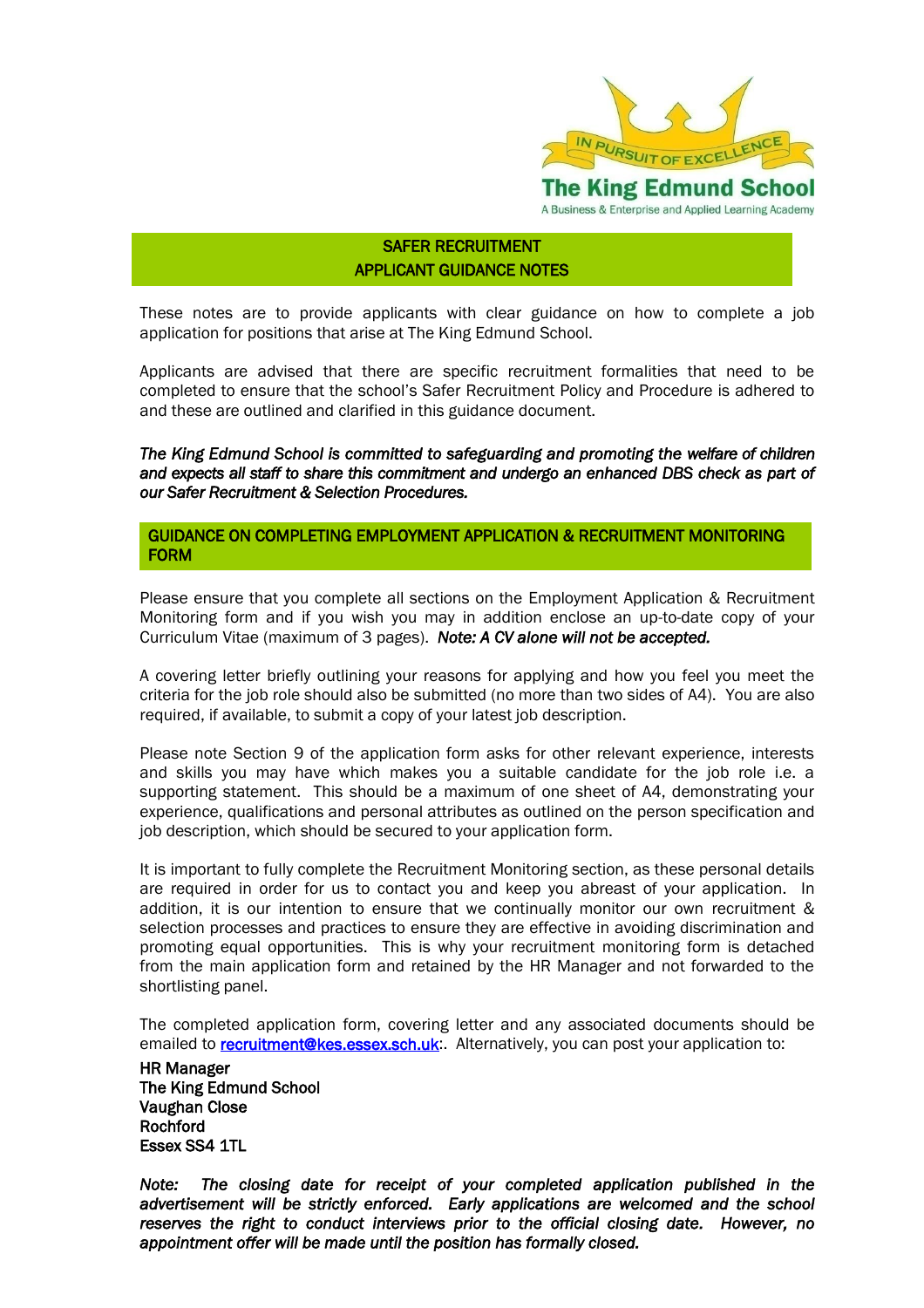IN PURSUIT OF EXCELLENCE

**The King Edmund School**

A Business & Enterprise and Applied Learning Academy

## SAFER RECRUITMENT
## APPLICANT GUIDANCE NOTES

These notes are to provide applicants with clear guidance on how to complete a job application for positions that arise at The King Edmund School.

Applicants are advised that there are specific recruitment formalities that need to be completed to ensure that the school's Safer Recruitment Policy and Procedure is adhered to and these are outlined and clarified in this guidance document.

***The King Edmund School is committed to safeguarding and promoting the welfare of children and expects all staff to share this commitment and undergo an enhanced DBS check as part of our Safer Recruitment & Selection Procedures.***

## GUIDANCE ON COMPLETING EMPLOYMENT APPLICATION & RECRUITMENT MONITORING FORM

Please ensure that you complete all sections on the Employment Application & Recruitment Monitoring form and if you wish you may in addition enclose an up-to-date copy of your Curriculum Vitae (maximum of 3 pages). ***Note: A CV alone will not be accepted.***

A covering letter briefly outlining your reasons for applying and how you feel you meet the criteria for the job role should also be submitted (no more than two sides of A4). You are also required, if available, to submit a copy of your latest job description.

Please note Section 9 of the application form asks for other relevant experience, interests and skills you may have which makes you a suitable candidate for the job role i.e. a supporting statement. This should be a maximum of one sheet of A4, demonstrating your experience, qualifications and personal attributes as outlined on the person specification and job description, which should be secured to your application form.

It is important to fully complete the Recruitment Monitoring section, as these personal details are required in order for us to contact you and keep you abreast of your application. In addition, it is our intention to ensure that we continually monitor our own recruitment & selection processes and practices to ensure they are effective in avoiding discrimination and promoting equal opportunities. This is why your recruitment monitoring form is detached from the main application form and retained by the HR Manager and not forwarded to the shortlisting panel.

The completed application form, covering letter and any associated documents should be emailed to recruitment@kes.essex.sch.uk:. Alternatively, you can post your application to:

**HR Manager**
**The King Edmund School**
**Vaughan Close**
**Rochford**
**Essex SS4 1TL**

***Note: The closing date for receipt of your completed application published in the advertisement will be strictly enforced. Early applications are welcomed and the school reserves the right to conduct interviews prior to the official closing date. However, no appointment offer will be made until the position has formally closed.***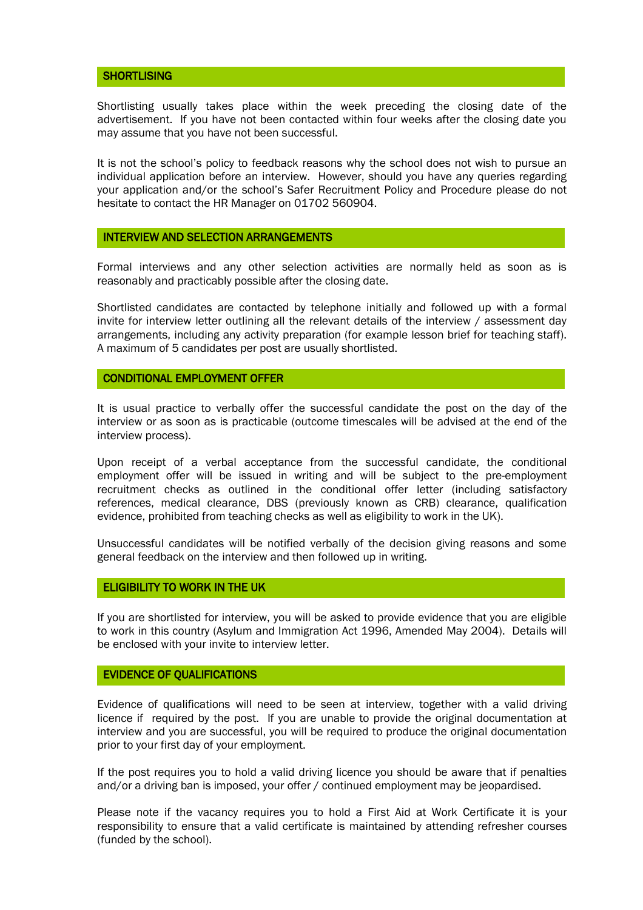## SHORTLISING

Shortlisting usually takes place within the week preceding the closing date of the advertisement. If you have not been contacted within four weeks after the closing date you may assume that you have not been successful.

It is not the school's policy to feedback reasons why the school does not wish to pursue an individual application before an interview. However, should you have any queries regarding your application and/or the school's Safer Recruitment Policy and Procedure please do not hesitate to contact the HR Manager on 01702 560904.

## INTERVIEW AND SELECTION ARRANGEMENTS

Formal interviews and any other selection activities are normally held as soon as is reasonably and practicably possible after the closing date.

Shortlisted candidates are contacted by telephone initially and followed up with a formal invite for interview letter outlining all the relevant details of the interview / assessment day arrangements, including any activity preparation (for example lesson brief for teaching staff). A maximum of 5 candidates per post are usually shortlisted.

## CONDITIONAL EMPLOYMENT OFFER

It is usual practice to verbally offer the successful candidate the post on the day of the interview or as soon as is practicable (outcome timescales will be advised at the end of the interview process).

Upon receipt of a verbal acceptance from the successful candidate, the conditional employment offer will be issued in writing and will be subject to the pre-employment recruitment checks as outlined in the conditional offer letter (including satisfactory references, medical clearance, DBS (previously known as CRB) clearance, qualification evidence, prohibited from teaching checks as well as eligibility to work in the UK).

Unsuccessful candidates will be notified verbally of the decision giving reasons and some general feedback on the interview and then followed up in writing.

## ELIGIBILITY TO WORK IN THE UK

If you are shortlisted for interview, you will be asked to provide evidence that you are eligible to work in this country (Asylum and Immigration Act 1996, Amended May 2004). Details will be enclosed with your invite to interview letter.

## EVIDENCE OF QUALIFICATIONS

Evidence of qualifications will need to be seen at interview, together with a valid driving licence if required by the post. If you are unable to provide the original documentation at interview and you are successful, you will be required to produce the original documentation prior to your first day of your employment.

If the post requires you to hold a valid driving licence you should be aware that if penalties and/or a driving ban is imposed, your offer / continued employment may be jeopardised.

Please note if the vacancy requires you to hold a First Aid at Work Certificate it is your responsibility to ensure that a valid certificate is maintained by attending refresher courses (funded by the school).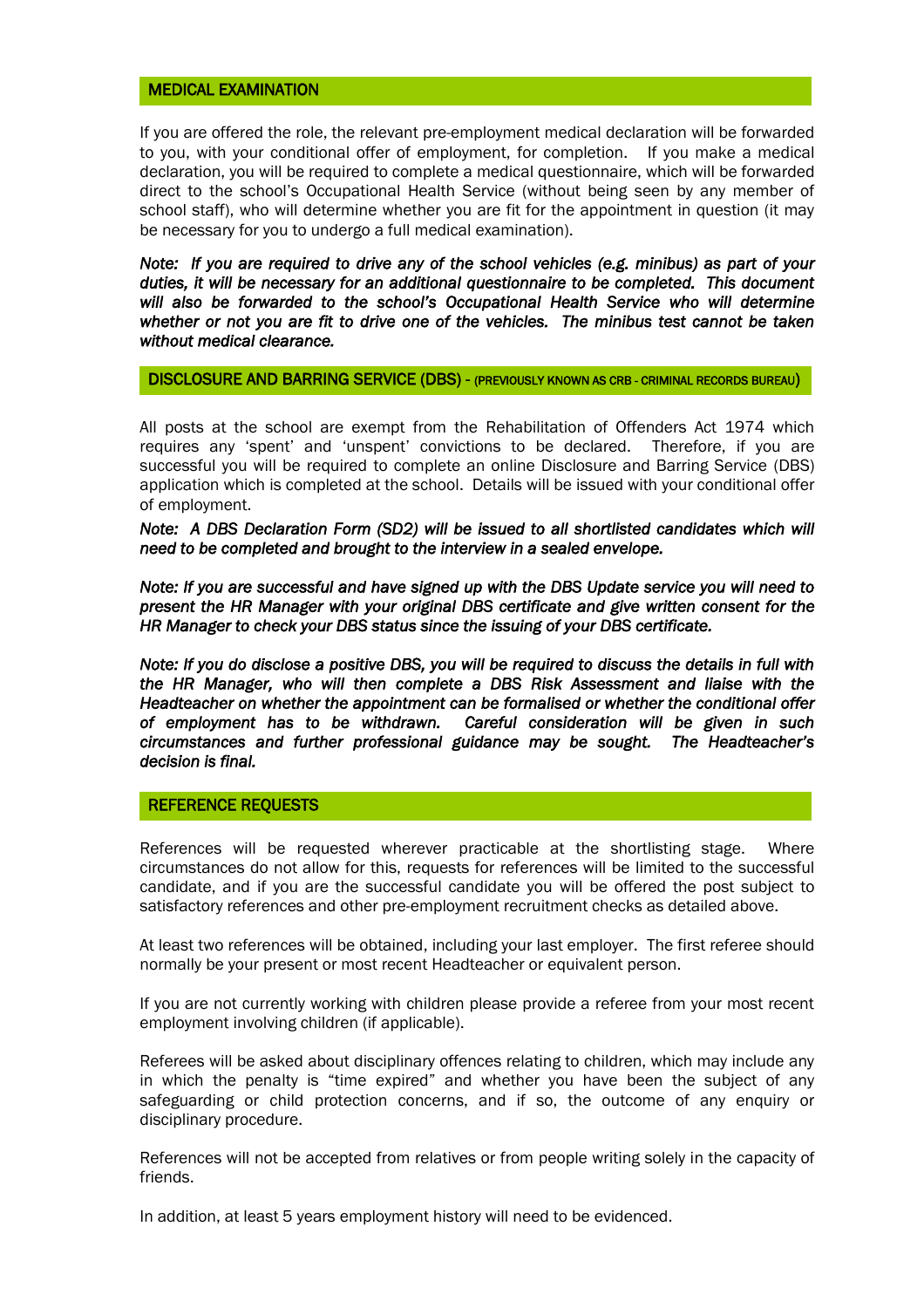## MEDICAL EXAMINATION

If you are offered the role, the relevant pre-employment medical declaration will be forwarded to you, with your conditional offer of employment, for completion. If you make a medical declaration, you will be required to complete a medical questionnaire, which will be forwarded direct to the school's Occupational Health Service (without being seen by any member of school staff), who will determine whether you are fit for the appointment in question (it may be necessary for you to undergo a full medical examination).

***Note: If you are required to drive any of the school vehicles (e.g. minibus) as part of your duties, it will be necessary for an additional questionnaire to be completed. This document will also be forwarded to the school's Occupational Health Service who will determine whether or not you are fit to drive one of the vehicles. The minibus test cannot be taken without medical clearance.***

## DISCLOSURE AND BARRING SERVICE (DBS) - (PREVIOUSLY KNOWN AS CRB - CRIMINAL RECORDS BUREAU)

All posts at the school are exempt from the Rehabilitation of Offenders Act 1974 which requires any 'spent' and 'unspent' convictions to be declared. Therefore, if you are successful you will be required to complete an online Disclosure and Barring Service (DBS) application which is completed at the school. Details will be issued with your conditional offer of employment.

***Note: A DBS Declaration Form (SD2) will be issued to all shortlisted candidates which will need to be completed and brought to the interview in a sealed envelope.***

***Note: If you are successful and have signed up with the DBS Update service you will need to present the HR Manager with your original DBS certificate and give written consent for the HR Manager to check your DBS status since the issuing of your DBS certificate.***

***Note: If you do disclose a positive DBS, you will be required to discuss the details in full with the HR Manager, who will then complete a DBS Risk Assessment and liaise with the Headteacher on whether the appointment can be formalised or whether the conditional offer of employment has to be withdrawn. Careful consideration will be given in such circumstances and further professional guidance may be sought. The Headteacher's decision is final.***

## REFERENCE REQUESTS

References will be requested wherever practicable at the shortlisting stage. Where circumstances do not allow for this, requests for references will be limited to the successful candidate, and if you are the successful candidate you will be offered the post subject to satisfactory references and other pre-employment recruitment checks as detailed above.

At least two references will be obtained, including your last employer. The first referee should normally be your present or most recent Headteacher or equivalent person.

If you are not currently working with children please provide a referee from your most recent employment involving children (if applicable).

Referees will be asked about disciplinary offences relating to children, which may include any in which the penalty is "time expired" and whether you have been the subject of any safeguarding or child protection concerns, and if so, the outcome of any enquiry or disciplinary procedure.

References will not be accepted from relatives or from people writing solely in the capacity of friends.

In addition, at least 5 years employment history will need to be evidenced.